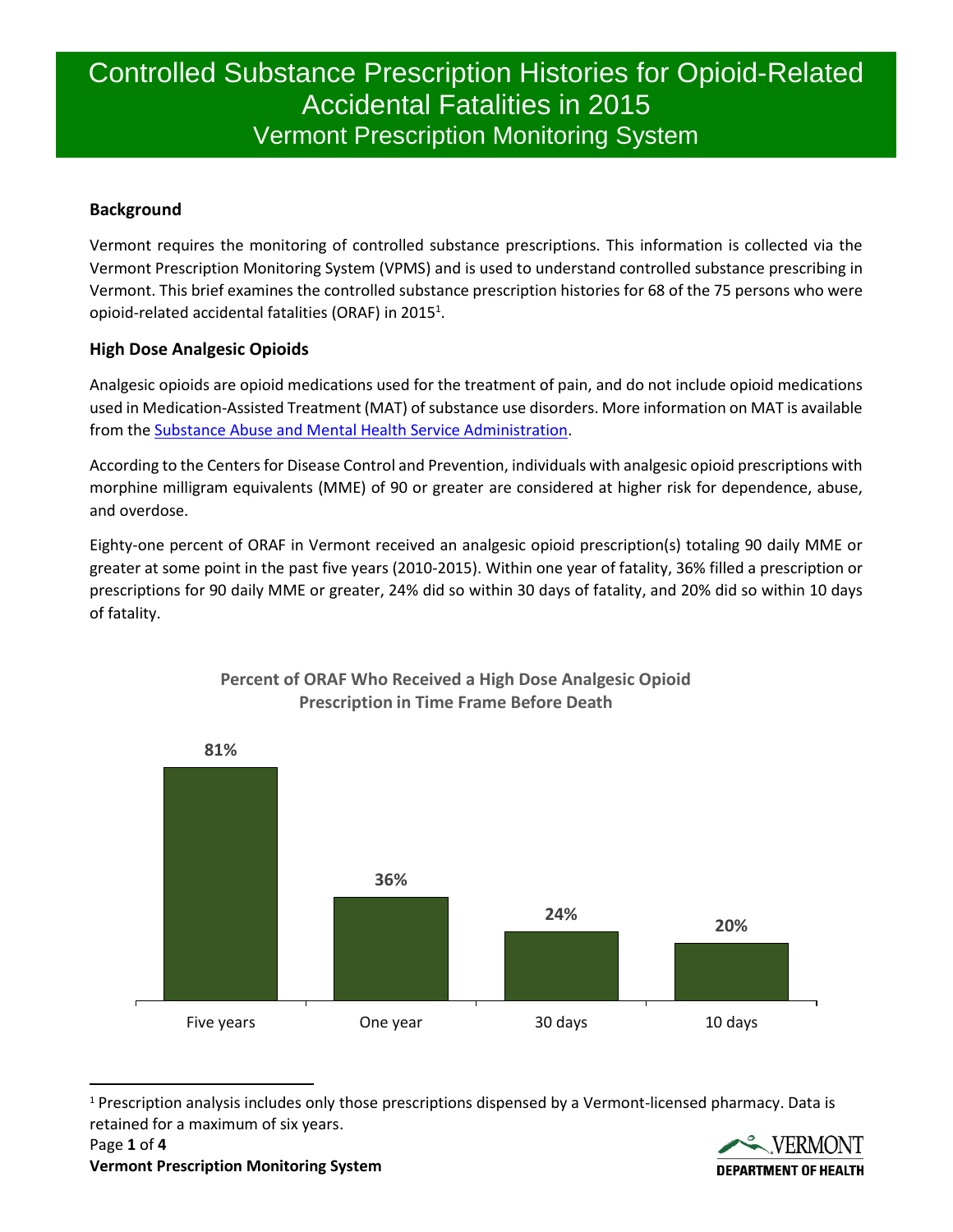# Controlled Substance Prescription Histories for Opioid-Related Accidental Fatalities in 2015

## Vermont Prescription Monitoring System

### Background

Vermont requires the monitoring of controlled substance prescriptions. This information is collected via the Vermont Prescription Monitoring System (VPMS) and is used to understand controlled substance prescribing in Vermont. This brief examines the controlled substance prescription histories for 68 of the 75 persons who were opioid-related accidental fatalities (ORAF) in 2015[1].

### High Dose Analgesic Opioids

Analgesic opioids are opioid medications used for the treatment of pain, and do not include opioid medications used in Medication-Assisted Treatment (MAT) of substance use disorders. More information on MAT is available from the [Substance Abuse and Mental Health Service Administration](https://www.samhsa.gov/medication-assisted-treatment).

According to the Centers for Disease Control and Prevention, individuals with analgesic opioid prescriptions with morphine milligram equivalents (MME) of 90 or greater are considered at higher risk for dependence, abuse, and overdose.

Eighty-one percent of ORAF in Vermont received an analgesic opioid prescription(s) totaling 90 daily MME or greater at some point in the past five years (2010-2015). Within one year of fatality, 36% filled a prescription or prescriptions for 90 daily MME or greater, 24% did so within 30 days of fatality, and 20% did so within 10 days of fatality.

**Percent of ORAF Who Received a High Dose Analgesic Opioid Prescription in Time Frame Before Death**

| Time Frame | Percent |
|---|---|
| Five years | 81% |
| One year | 36% |
| 30 days | 24% |
| 10 days | 20% |

[1] Prescription analysis includes only those prescriptions dispensed by a Vermont-licensed pharmacy. Data is retained for a maximum of six years.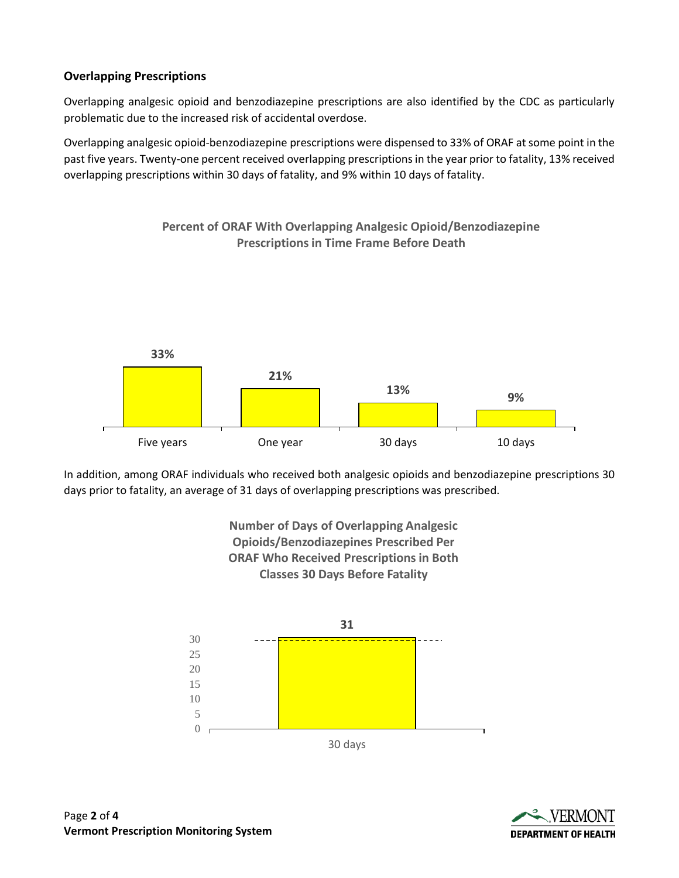### Overlapping Prescriptions

Overlapping analgesic opioid and benzodiazepine prescriptions are also identified by the CDC as particularly problematic due to the increased risk of accidental overdose.

Overlapping analgesic opioid-benzodiazepine prescriptions were dispensed to 33% of ORAF at some point in the past five years. Twenty-one percent received overlapping prescriptions in the year prior to fatality, 13% received overlapping prescriptions within 30 days of fatality, and 9% within 10 days of fatality.

**Percent of ORAF With Overlapping Analgesic Opioid/Benzodiazepine Prescriptions in Time Frame Before Death**

| Five years | One year | 30 days | 10 days |
|---|---|---|---|
| 33% | 21% | 13% | 9% |

In addition, among ORAF individuals who received both analgesic opioids and benzodiazepine prescriptions 30 days prior to fatality, an average of 31 days of overlapping prescriptions was prescribed.

**Number of Days of Overlapping Analgesic Opioids/Benzodiazepines Prescribed Per ORAF Who Received Prescriptions in Both Classes 30 Days Before Fatality**

| 30 days |
|---|
| 31 |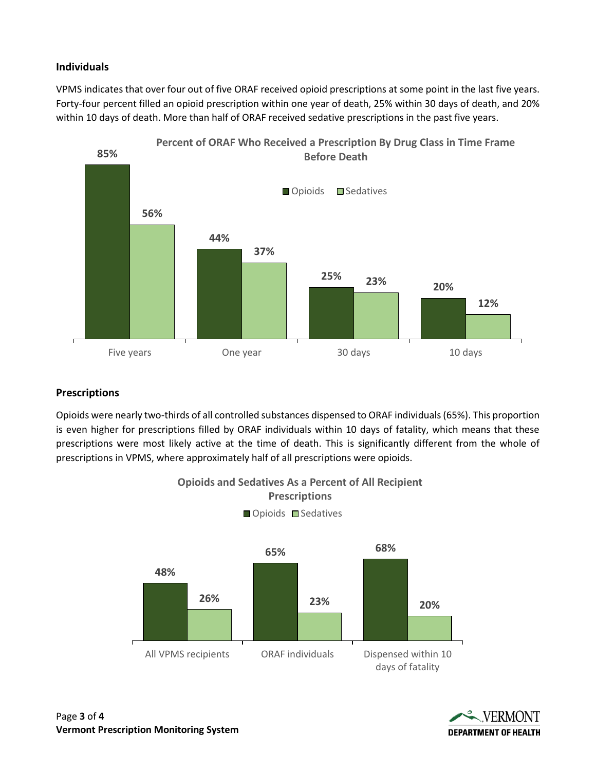## Individuals

VPMS indicates that over four out of five ORAF received opioid prescriptions at some point in the last five years. Forty-four percent filled an opioid prescription within one year of death, 25% within 30 days of death, and 20% within 10 days of death. More than half of ORAF received sedative prescriptions in the past five years.

**Percent of ORAF Who Received a Prescription By Drug Class in Time Frame Before Death**

| | Opioids | Sedatives |
|---|---|---|
| Five years | 85% | 56% |
| One year | 44% | 37% |
| 30 days | 25% | 23% |
| 10 days | 20% | 12% |

## Prescriptions

Opioids were nearly two-thirds of all controlled substances dispensed to ORAF individuals (65%). This proportion is even higher for prescriptions filled by ORAF individuals within 10 days of fatality, which means that these prescriptions were most likely active at the time of death. This is significantly different from the whole of prescriptions in VPMS, where approximately half of all prescriptions were opioids.

**Opioids and Sedatives As a Percent of All Recipient Prescriptions**

| | Opioids | Sedatives |
|---|---|---|
| All VPMS recipients | 48% | 26% |
| ORAF individuals | 65% | 23% |
| Dispensed within 10 days of fatality | 68% | 20% |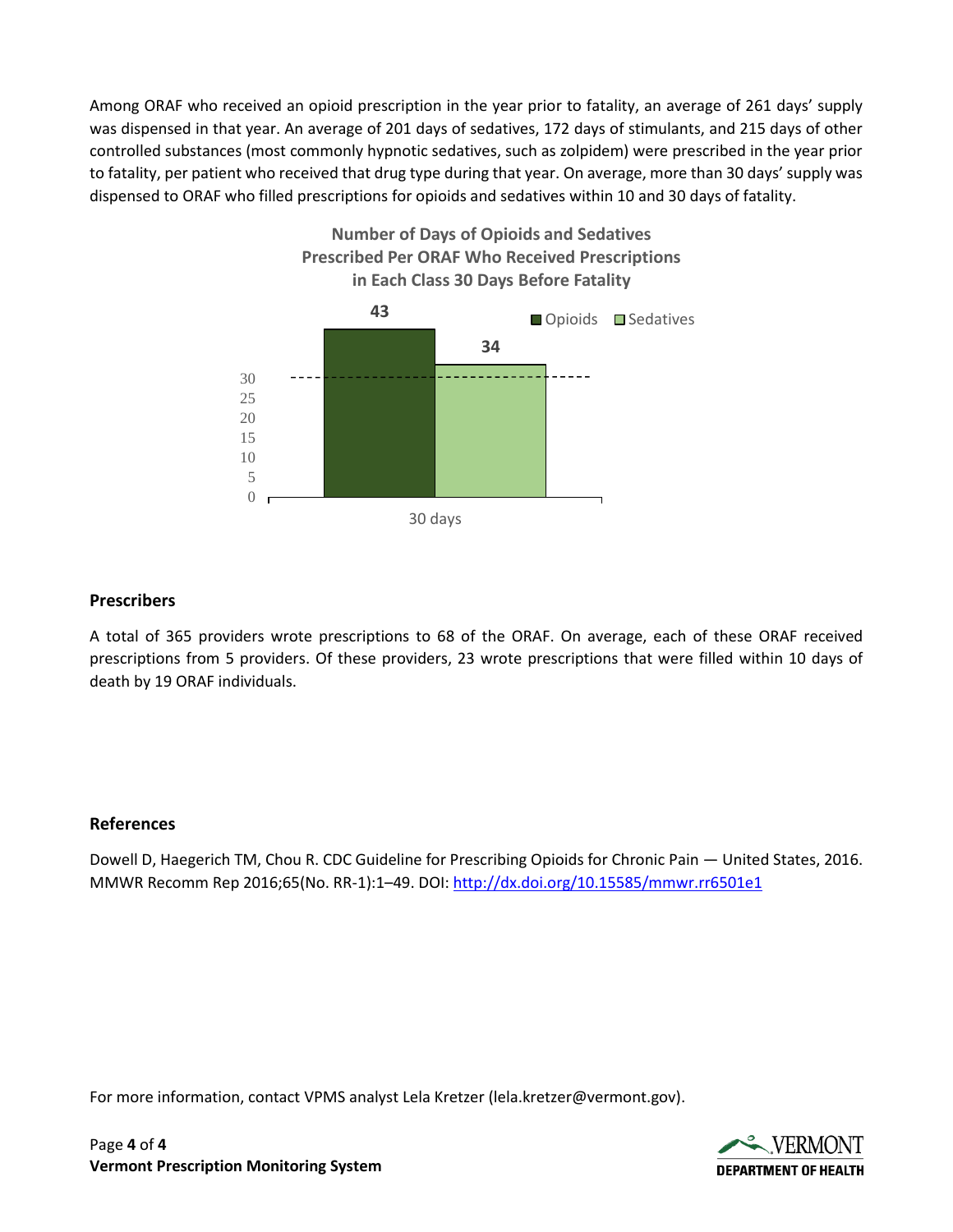Among ORAF who received an opioid prescription in the year prior to fatality, an average of 261 days' supply was dispensed in that year. An average of 201 days of sedatives, 172 days of stimulants, and 215 days of other controlled substances (most commonly hypnotic sedatives, such as zolpidem) were prescribed in the year prior to fatality, per patient who received that drug type during that year. On average, more than 30 days' supply was dispensed to ORAF who filled prescriptions for opioids and sedatives within 10 and 30 days of fatality.

Number of Days of Opioids and Sedatives Prescribed Per ORAF Who Received Prescriptions in Each Class 30 Days Before Fatality

Opioids
Sedatives

43
34

30
25
20
15
10
5
0

30 days

### Prescribers

A total of 365 providers wrote prescriptions to 68 of the ORAF. On average, each of these ORAF received prescriptions from 5 providers. Of these providers, 23 wrote prescriptions that were filled within 10 days of death by 19 ORAF individuals.

### References

Dowell D, Haegerich TM, Chou R. CDC Guideline for Prescribing Opioids for Chronic Pain — United States, 2016. MMWR Recomm Rep 2016;65(No. RR-1):1–49. DOI: http://dx.doi.org/10.15585/mmwr.rr6501e1

For more information, contact VPMS analyst Lela Kretzer (lela.kretzer@vermont.gov).